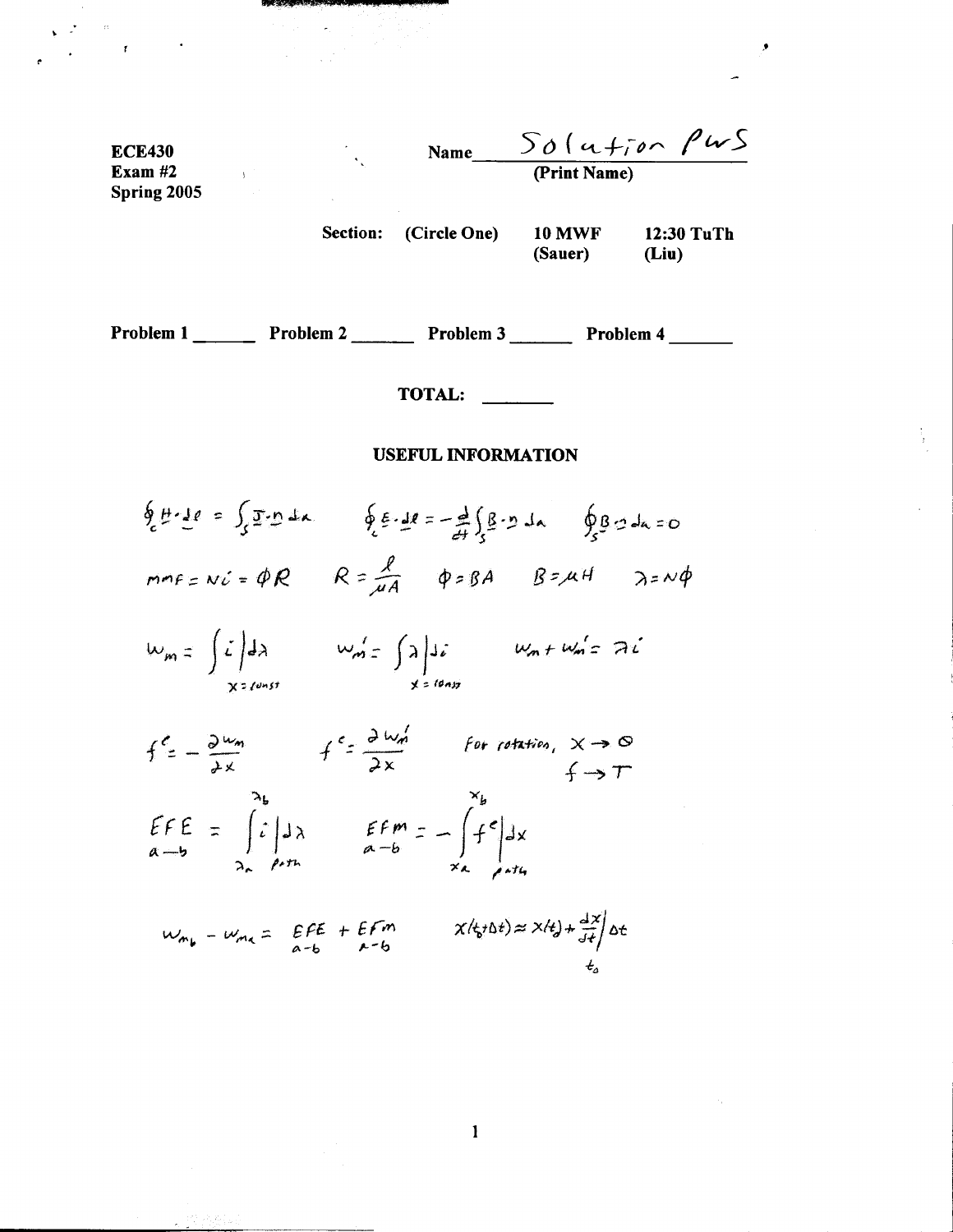**ECE430**
**Exam #2**
**Spring 2005**

**Name** Solution PWS
**(Print Name)**

**Section: (Circle One)** **10 MWF (Sauer)** **12:30 TuTh (Liu)**

**Problem 1** ______ **Problem 2** ______ **Problem 3** ______ **Problem 4** ______

**TOTAL:** ______

## USEFUL INFORMATION

$$\oint_c \underline{H} \cdot \underline{dl} = \int_S \underline{J} \cdot \underline{n} \, da \qquad \oint_c \underline{E} \cdot \underline{dl} = -\frac{d}{dt} \int_S \underline{B} \cdot \underline{n} \, da \qquad \oint_S \underline{B} \cdot \underline{n} \, da = 0$$

$$mmf = Ni = \phi \mathcal{R} \qquad \mathcal{R} = \frac{l}{\mu A} \qquad \phi = BA \qquad B = \mu H \qquad \lambda = N\phi$$

$$W_m = \int i \Big|_{x = const} d\lambda \qquad W_m' = \int \lambda \Big|_{x = const} di \qquad W_m + W_m' = \lambda i$$

$$f^e = -\frac{\partial W_m}{\partial x} \qquad f^e = \frac{\partial W_m'}{\partial x} \qquad \text{For rotation, } x \to \theta, \; f \to T$$

$$\underset{a-b}{EFE} = \int_{\lambda_a}^{\lambda_b} i \Big|_{path} d\lambda \qquad \underset{a-b}{EFM} = -\int_{x_a}^{x_b} f^e \Big|_{path} dx$$

$$W_{m_b} - W_{m_a} = \underset{a-b}{EFE} + \underset{a-b}{EFM} \qquad x(t_0 + \Delta t) \approx x(t_0) + \frac{dx}{dt}\Big|_{t_0} \Delta t$$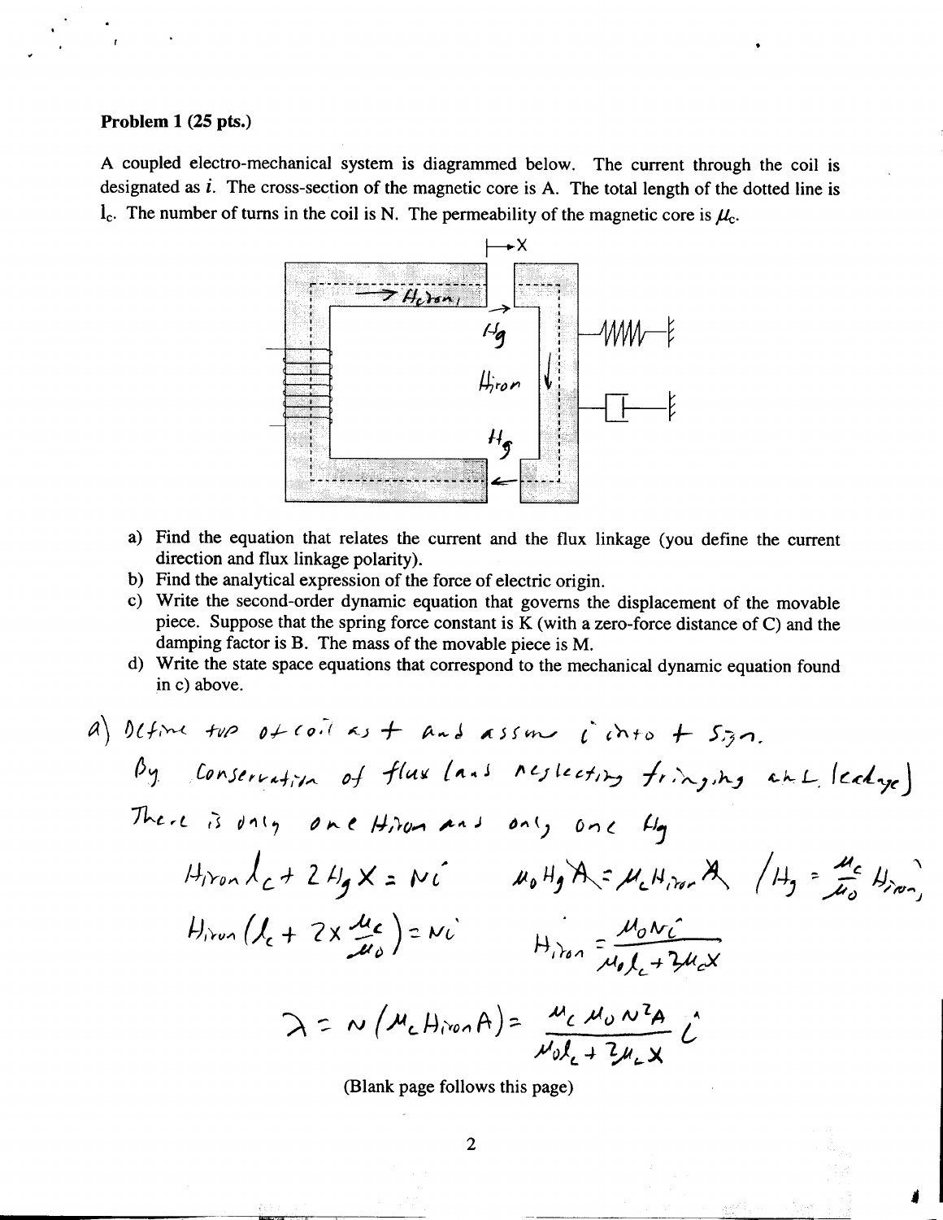**Problem 1 (25 pts.)**

A coupled electro-mechanical system is diagrammed below. The current through the coil is designated as $i$. The cross-section of the magnetic core is A. The total length of the dotted line is $l_c$. The number of turns in the coil is N. The permeability of the magnetic core is $\mu_c$.

a) Find the equation that relates the current and the flux linkage (you define the current direction and flux linkage polarity).
b) Find the analytical expression of the force of electric origin.
c) Write the second-order dynamic equation that governs the displacement of the movable piece. Suppose that the spring force constant is K (with a zero-force distance of C) and the damping factor is B. The mass of the movable piece is M.
d) Write the state space equations that correspond to the mechanical dynamic equation found in c) above.

a) Define top of coil as + and assume $i$ into + sign.

By conservation of flux (and neglecting fringing and leakage)

There is only one $H_{iron}$ and only one $H_g$

$$H_{iron} l_c + 2 H_g x = Ni \qquad \mu_0 H_g A = \mu_c H_{iron} A \quad \left( H_g = \frac{\mu_c}{\mu_0} H_{iron} \right)$$

$$H_{iron}\left(l_c + 2x \frac{\mu_c}{\mu_0}\right) = Ni \qquad H_{iron} = \frac{\mu_0 N i}{\mu_0 l_c + 2\mu_c x}$$

$$\lambda = N(\mu_c H_{iron} A) = \frac{\mu_c \mu_0 N^2 A}{\mu_0 l_c + 2\mu_c x}\, i$$

(Blank page follows this page)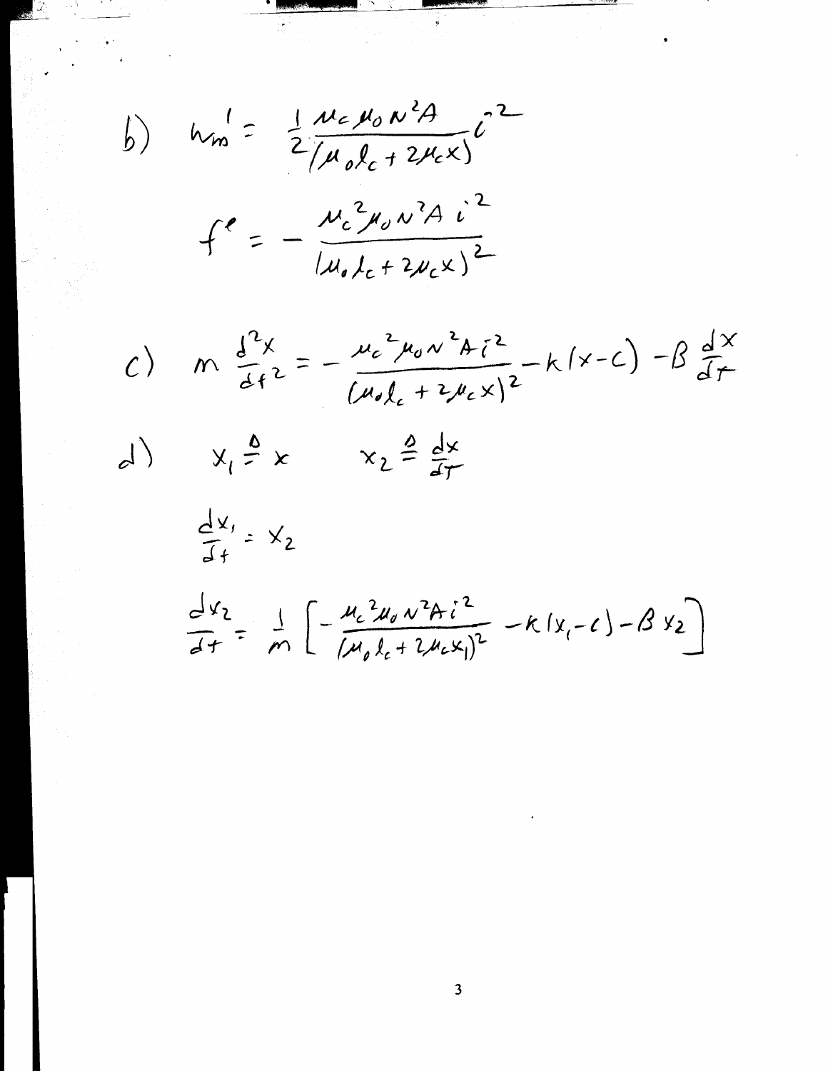b) $w_m' = \frac{1}{2}\frac{\mu_c \mu_0 N^2 A}{(\mu_0 l_c + 2\mu_c x)} i^2$

$$f^e = -\frac{\mu_c^2 \mu_0 N^2 A\, i^2}{(\mu_0 l_c + 2\mu_c x)^2}$$

c) $$m\frac{d^2 x}{dt^2} = -\frac{\mu_c^2 \mu_0 N^2 A i^2}{(\mu_0 l_c + 2\mu_c x)^2} - k(x - c) - B\frac{dx}{dt}$$

d) $x_1 \triangleq x \qquad x_2 \triangleq \frac{dx}{dt}$

$$\frac{dx_1}{dt} = x_2$$

$$\frac{dx_2}{dt} = \frac{1}{m}\left[-\frac{\mu_c^2 \mu_0 N^2 A i^2}{(\mu_0 l_c + 2\mu_c x_1)^2} - k(x_1 - c) - B x_2\right]$$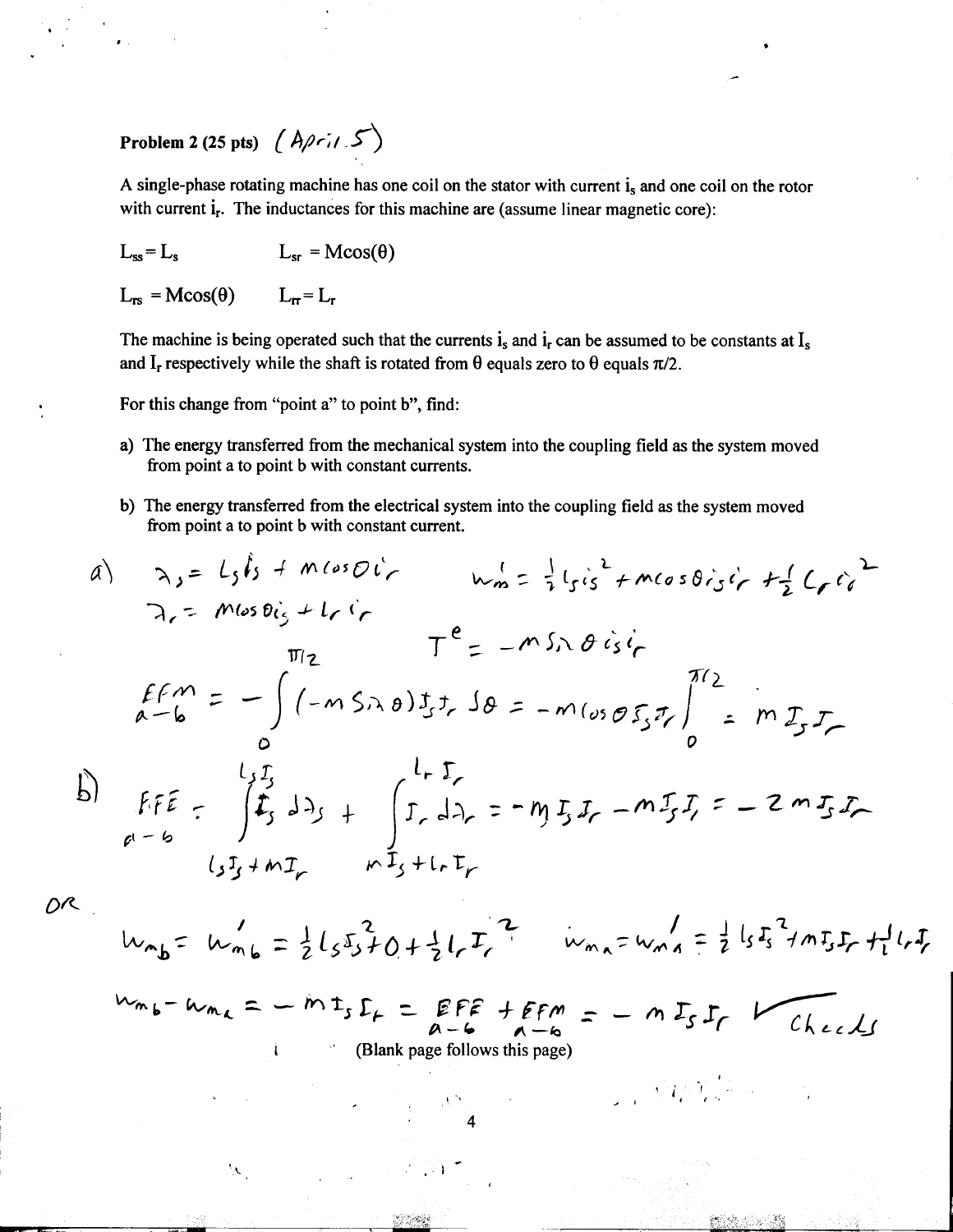**Problem 2 (25 pts)** *(April 5)*

A single-phase rotating machine has one coil on the stator with current $i_s$ and one coil on the rotor with current $i_r$. The inductances for this machine are (assume linear magnetic core):

$L_{ss} = L_s$ $\qquad L_{sr} = M\cos(\theta)$

$L_{rs} = M\cos(\theta)$ $\qquad L_{rr} = L_r$

The machine is being operated such that the currents $i_s$ and $i_r$ can be assumed to be constants at $I_s$ and $I_r$ respectively while the shaft is rotated from $\theta$ equals zero to $\theta$ equals $\pi/2$.

For this change from "point a" to point b", find:

a) The energy transferred from the mechanical system into the coupling field as the system moved from point a to point b with constant currents.

b) The energy transferred from the electrical system into the coupling field as the system moved from point a to point b with constant current.

a)

$$\lambda_s = L_s i_s + M\cos\theta\, i_r \qquad W_m' = \frac{1}{2} L_s i_s^2 + M\cos\theta\, i_s i_r + \frac{1}{2} L_r i_r^2$$

$$\lambda_r = M\cos\theta\, i_s + L_r i_r$$

$$T^e = -M\sin\theta\, i_s i_r$$

$$EFM_{a-b} = -\int_0^{\pi/2} (-M\sin\theta) I_s I_r \, d\theta = -M\cos\theta\, I_s I_r \Big|_0^{\pi/2} = M I_s I_r$$

b)

$$EFE_{a-b} = \int_{L_s I_s + M I_r}^{L_s I_s} I_s \, d\lambda_s + \int_{M I_s + L_r I_r}^{L_r I_r} I_r \, d\lambda_r = -M I_s I_r - M I_s I_r = -2 M I_s I_r$$

OR

$$W_{mb} = W_{mb}' = \frac{1}{2} L_s I_s^2 + 0 + \frac{1}{2} L_r I_r^2 \qquad W_{ma} = W_{ma}' = \frac{1}{2} L_s I_s^2 + M I_s I_r + \frac{1}{2} L_r I_r^2$$

$$W_{mb} - W_{ma} = -M I_s I_r = EFE_{a-b} + EFM_{a-b} = -M I_s I_r \quad \checkmark \text{ Checks}$$

(Blank page follows this page)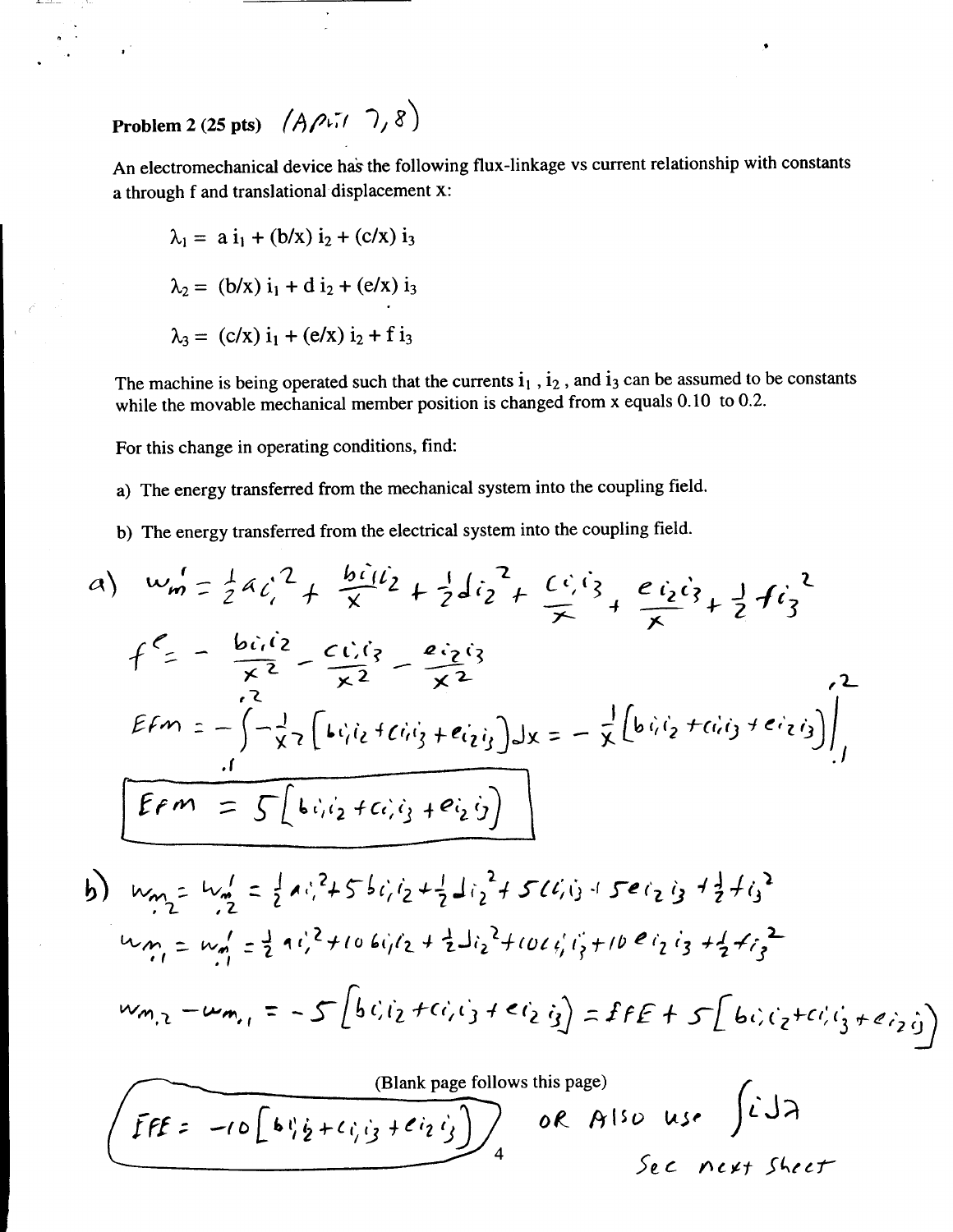**Problem 2 (25 pts)** (April 7, 8)

An electromechanical device has the following flux-linkage vs current relationship with constants a through f and translational displacement x:

$$\lambda_1 = a\, i_1 + (b/x)\, i_2 + (c/x)\, i_3$$

$$\lambda_2 = (b/x)\, i_1 + d\, i_2 + (e/x)\, i_3$$

$$\lambda_3 = (c/x)\, i_1 + (e/x)\, i_2 + f\, i_3$$

The machine is being operated such that the currents $i_1$, $i_2$, and $i_3$ can be assumed to be constants while the movable mechanical member position is changed from x equals 0.10 to 0.2.

For this change in operating conditions, find:

a) The energy transferred from the mechanical system into the coupling field.

b) The energy transferred from the electrical system into the coupling field.

a) $W_m' = \frac{1}{2} a i_1^2 + \frac{b i_1 i_2}{x} + \frac{1}{2} d i_2^2 + \frac{c i_1 i_3}{x} + \frac{e i_2 i_3}{x} + \frac{1}{2} f i_3^2$

$f^e = -\frac{b i_1 i_2}{x^2} - \frac{c i_1 i_3}{x^2} - \frac{e i_2 i_3}{x^2}$

$E_{fm} = -\int_{.1}^{.2} -\frac{1}{x^2}\left[b i_1 i_2 + c i_1 i_3 + e i_2 i_3\right] dx = -\frac{1}{x}\left[b i_1 i_2 + c i_1 i_3 + e i_2 i_3\right]\Big|_{.1}^{.2}$

$$\boxed{E_{fm} = 5\left[b i_1 i_2 + c i_1 i_3 + e i_2 i_3\right]}$$

b) $W_{m,2} = W_{m,2}' = \frac{1}{2} a i_1^2 + 5 b i_1 i_2 + \frac{1}{2} d i_2^2 + 5 c i_1 i_3 + 5 e i_2 i_3 + \frac{1}{2} f i_3^2$

$W_{m,1} = W_{m,1}' = \frac{1}{2} a i_1^2 + 10 b i_1 i_2 + \frac{1}{2} d i_2^2 + 10 c i_1 i_3 + 10 e i_2 i_3 + \frac{1}{2} f i_3^2$

$W_{m,2} - W_{m,1} = -5\left[b i_1 i_2 + c i_1 i_3 + e i_2 i_3\right] = E_{fE} + 5\left[b i_1 i_2 + c i_1 i_3 + e i_2 i_3\right]$

(Blank page follows this page)

$$\boxed{E_{fE} = -10\left[b i_1 i_2 + c i_1 i_3 + e i_2 i_3\right]}$$

OR also use $\int i\, d\lambda$

See next sheet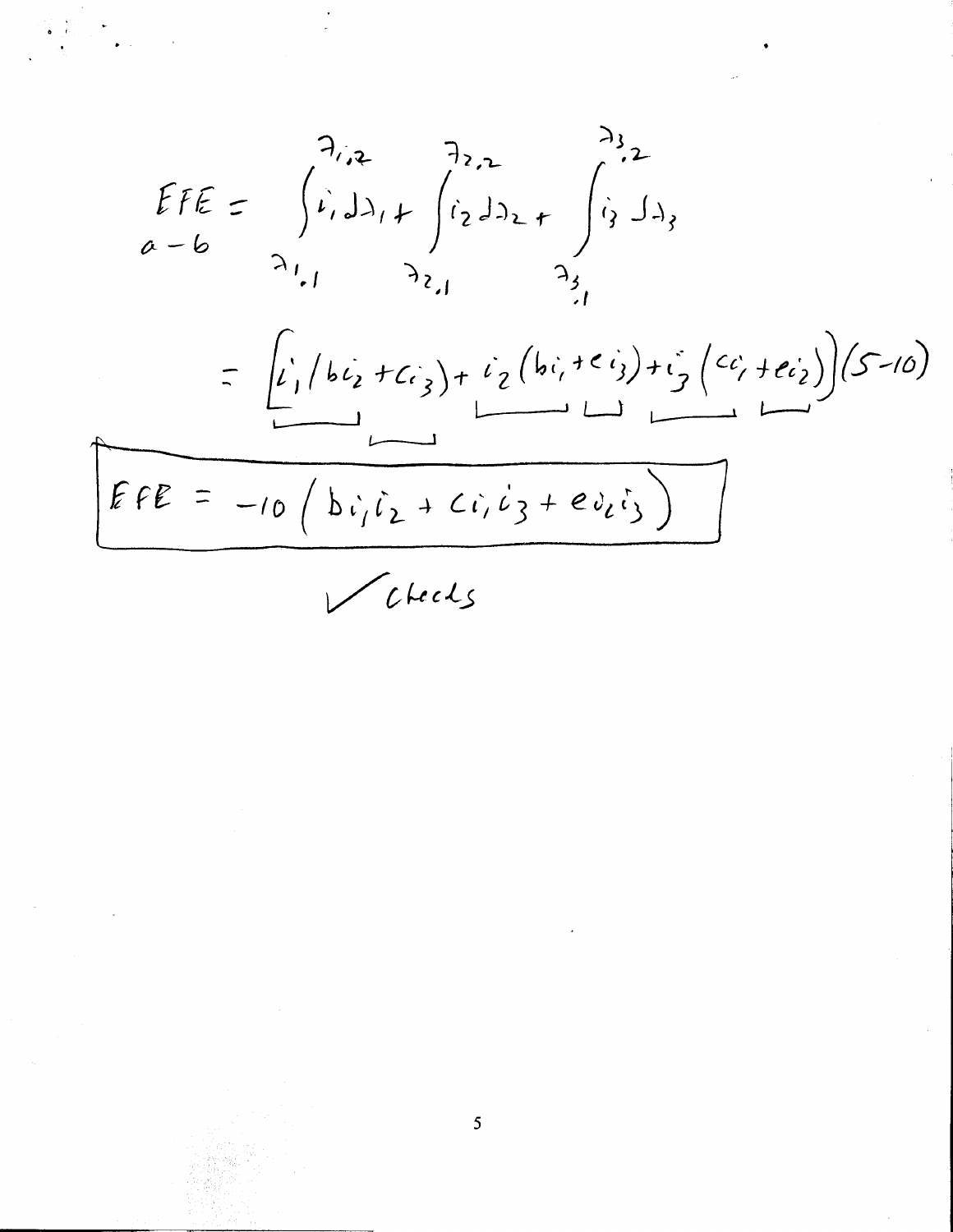$$EFE_{a-b} = \int_{\lambda_{1,1}}^{\lambda_{1,2}} i_1 \, d\lambda_1 + \int_{\lambda_{2,1}}^{\lambda_{2,2}} i_2 \, d\lambda_2 + \int_{\lambda_{3,1}}^{\lambda_{3,2}} i_3 \, d\lambda_3$$

$$= \left[ i_1 (b i_2 + c i_3) + i_2 (b i_1 + e i_3) + i_3 (c i_1 + e i_2) \right] (5 - 10)$$

$$\boxed{EFE = -10 \left( b i_1 i_2 + c i_1 i_3 + e i_2 i_3 \right)}$$

✓ checks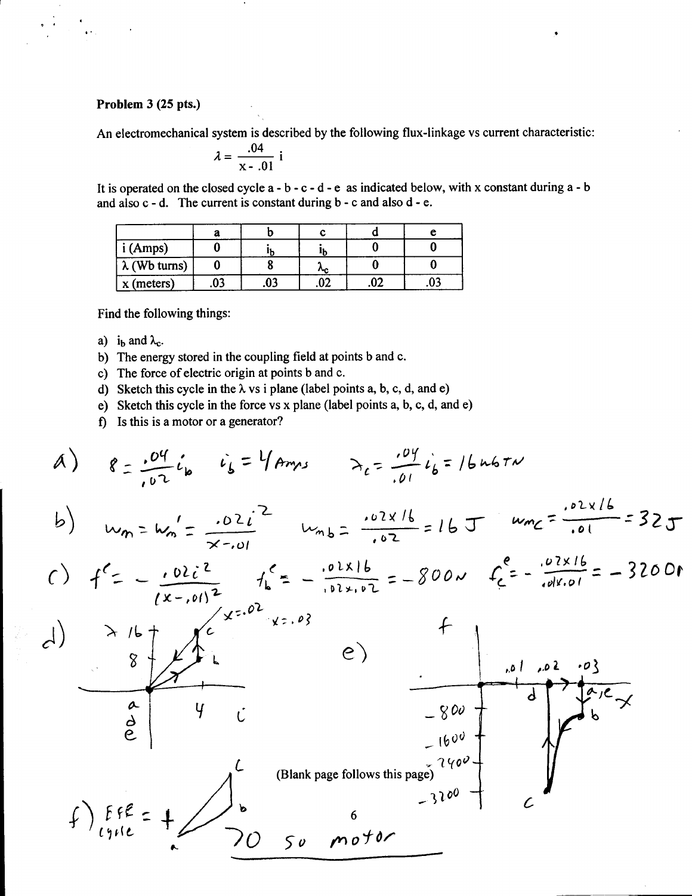**Problem 3 (25 pts.)**

An electromechanical system is described by the following flux-linkage vs current characteristic:

$$\lambda = \frac{.04}{x - .01} i$$

It is operated on the closed cycle a - b - c - d - e as indicated below, with x constant during a - b and also c - d. The current is constant during b - c and also d - e.

| | a | b | c | d | e |
|---|---|---|---|---|---|
| i (Amps) | 0 | $i_b$ | $i_b$ | 0 | 0 |
| $\lambda$ (Wb turns) | 0 | 8 | $\lambda_c$ | 0 | 0 |
| x (meters) | .03 | .03 | .02 | .02 | .03 |

Find the following things:

a) $i_b$ and $\lambda_c$.
b) The energy stored in the coupling field at points b and c.
c) The force of electric origin at points b and c.
d) Sketch this cycle in the $\lambda$ vs i plane (label points a, b, c, d, and e)
e) Sketch this cycle in the force vs x plane (label points a, b, c, d, and e)
f) Is this is a motor or a generator?

a) $8 = \frac{.04}{.02} i_b \quad i_b = 4 \text{ Amps} \quad \lambda_c = \frac{.04}{.01} i_b = 16 \text{ WbTN}$

b) $W_m = W_m' = \frac{.02 i^2}{x - .01} \quad W_{mb} = \frac{.02 \times 16}{.02} = 16 \text{ J} \quad W_{mc} = \frac{.02 \times 16}{.01} = 32 \text{ J}$

c) $f^e = -\frac{.02 i^2}{(x - .01)^2} \quad f_b^e = -\frac{.02 \times 16}{.02 \times .02} = -800 \text{ N} \quad f_c^e = -\frac{.02 \times 16}{.01 \times .01} = -3200 \text{ N}$

d) [Sketch: $\lambda$ vs $i$ plane, with lines for $x = .02$ and $x = .03$; points a, d, e at origin; b at (4, 8); c at (4, 16)]

e) [Sketch: $f$ vs $x$ plane; x axis marked .01, .02, .03; f axis marked −800, −1600, −2400, −3200; points a, e at x = .03, b at −800, c at −3200, d at x = .02]

(Blank page follows this page)

f) Eff cycle = + [triangle a–b–c] > 0 so motor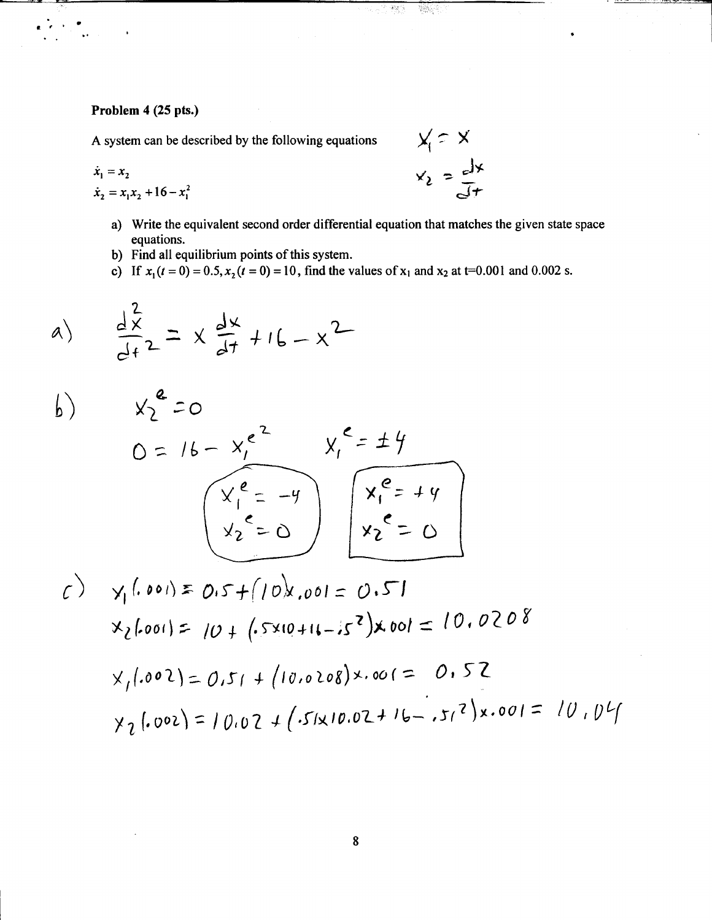**Problem 4 (25 pts.)**

A system can be described by the following equations

$$\dot{x}_1 = x_2$$
$$\dot{x}_2 = x_1 x_2 + 16 - x_1^2$$

$$x_1 = x$$
$$x_2 = \frac{dx}{dt}$$

a) Write the equivalent second order differential equation that matches the given state space equations.

b) Find all equilibrium points of this system.

c) If $x_1(t=0) = 0.5, x_2(t=0) = 10$, find the values of $x_1$ and $x_2$ at t=0.001 and 0.002 s.

a)
$$\frac{d^2x}{dt^2} = x\frac{dx}{dt} + 16 - x^2$$

b)
$$x_2^e = 0$$
$$0 = 16 - x_1^{e\,2} \qquad x_1^e = \pm 4$$

$$x_1^e = -4, \quad x_2^e = 0$$

$$x_1^e = +4, \quad x_2^e = 0$$

c)
$$x_1(.001) = 0.5 + (10) \times .001 = 0.51$$
$$x_2(.001) = 10 + (.5 \times 10 + 16 - .5^2) \times .001 = 10.0208$$

$$x_1(.002) = 0.51 + (10.0208) \times .001 = 0.52$$
$$x_2(.002) = 10.02 + (.51 \times 10.02 + 16 - .51^2) \times .001 = 10.04$$